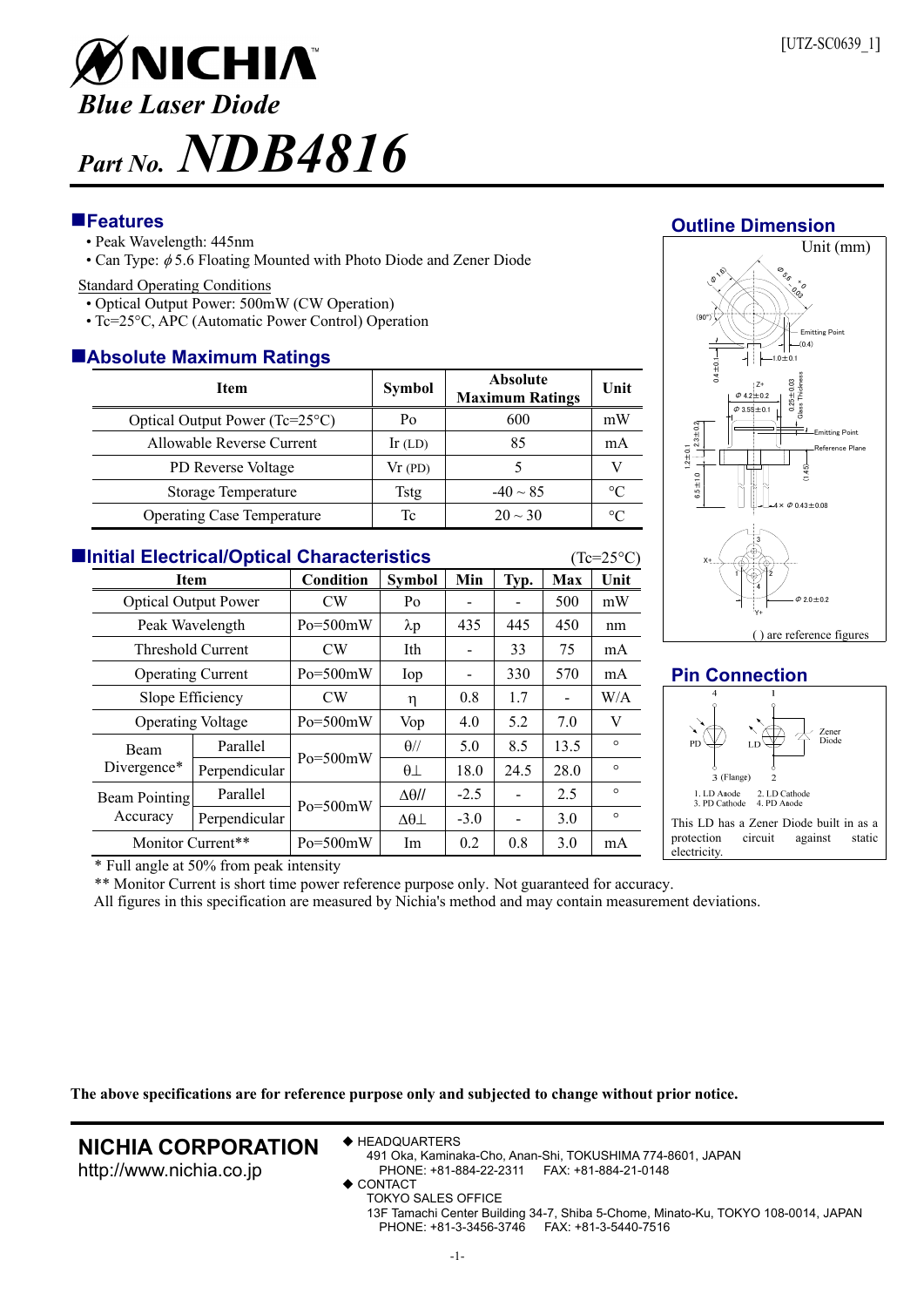[UTZ-SC0639_1]

# NICHIA

## *Blue Laser Diode*

## *Part No.* *NDB4816*

### Features

- Peak Wavelength: 445nm
- Can Type: $\phi$5.6 Floating Mounted with Photo Diode and Zener Diode

Standard Operating Conditions

- Optical Output Power: 500mW (CW Operation)
- Tc=25°C, APC (Automatic Power Control) Operation

### Absolute Maximum Ratings

| Item | Symbol | Absolute Maximum Ratings | Unit |
|---|---|---|---|
| Optical Output Power (Tc=25°C) | Po | 600 | mW |
| Allowable Reverse Current | Ir (LD) | 85 | mA |
| PD Reverse Voltage | Vr (PD) | 5 | V |
| Storage Temperature | Tstg | -40 ~ 85 | °C |
| Operating Case Temperature | Tc | 20 ~ 30 | °C |

### Initial Electrical/Optical Characteristics

(Tc=25°C)

| Item | | Condition | Symbol | Min | Typ. | Max | Unit |
|---|---|---|---|---|---|---|---|
| Optical Output Power | | CW | Po | - | - | 500 | mW |
| Peak Wavelength | | Po=500mW | λp | 435 | 445 | 450 | nm |
| Threshold Current | | CW | Ith | - | 33 | 75 | mA |
| Operating Current | | Po=500mW | Iop | - | 330 | 570 | mA |
| Slope Efficiency | | CW | η | 0.8 | 1.7 | - | W/A |
| Operating Voltage | | Po=500mW | Vop | 4.0 | 5.2 | 7.0 | V |
| Beam Divergence* | Parallel | Po=500mW | θ// | 5.0 | 8.5 | 13.5 | ° |
| | Perpendicular | | θ⊥ | 18.0 | 24.5 | 28.0 | ° |
| Beam Pointing Accuracy | Parallel | Po=500mW | Δθ// | -2.5 | - | 2.5 | ° |
| | Perpendicular | | Δθ⊥ | -3.0 | - | 3.0 | ° |
| Monitor Current** | | Po=500mW | Im | 0.2 | 0.8 | 3.0 | mA |

\* Full angle at 50% from peak intensity

** Monitor Current is short time power reference purpose only. Not guaranteed for accuracy.

All figures in this specification are measured by Nichia's method and may contain measurement deviations.

### Outline Dimension

Unit (mm)

( ) are reference figures

### Pin Connection

1. LD Anode 2. LD Cathode 3. PD Cathode 4. PD Anode

This LD has a Zener Diode built in as a protection circuit against static electricity.

**The above specifications are for reference purpose only and subjected to change without prior notice.**

**NICHIA CORPORATION**
http://www.nichia.co.jp

◆ HEADQUARTERS
491 Oka, Kaminaka-Cho, Anan-Shi, TOKUSHIMA 774-8601, JAPAN
PHONE: +81-884-22-2311 FAX: +81-884-21-0148

◆ CONTACT
TOKYO SALES OFFICE
13F Tamachi Center Building 34-7, Shiba 5-Chome, Minato-Ku, TOKYO 108-0014, JAPAN
PHONE: +81-3-3456-3746 FAX: +81-3-5440-7516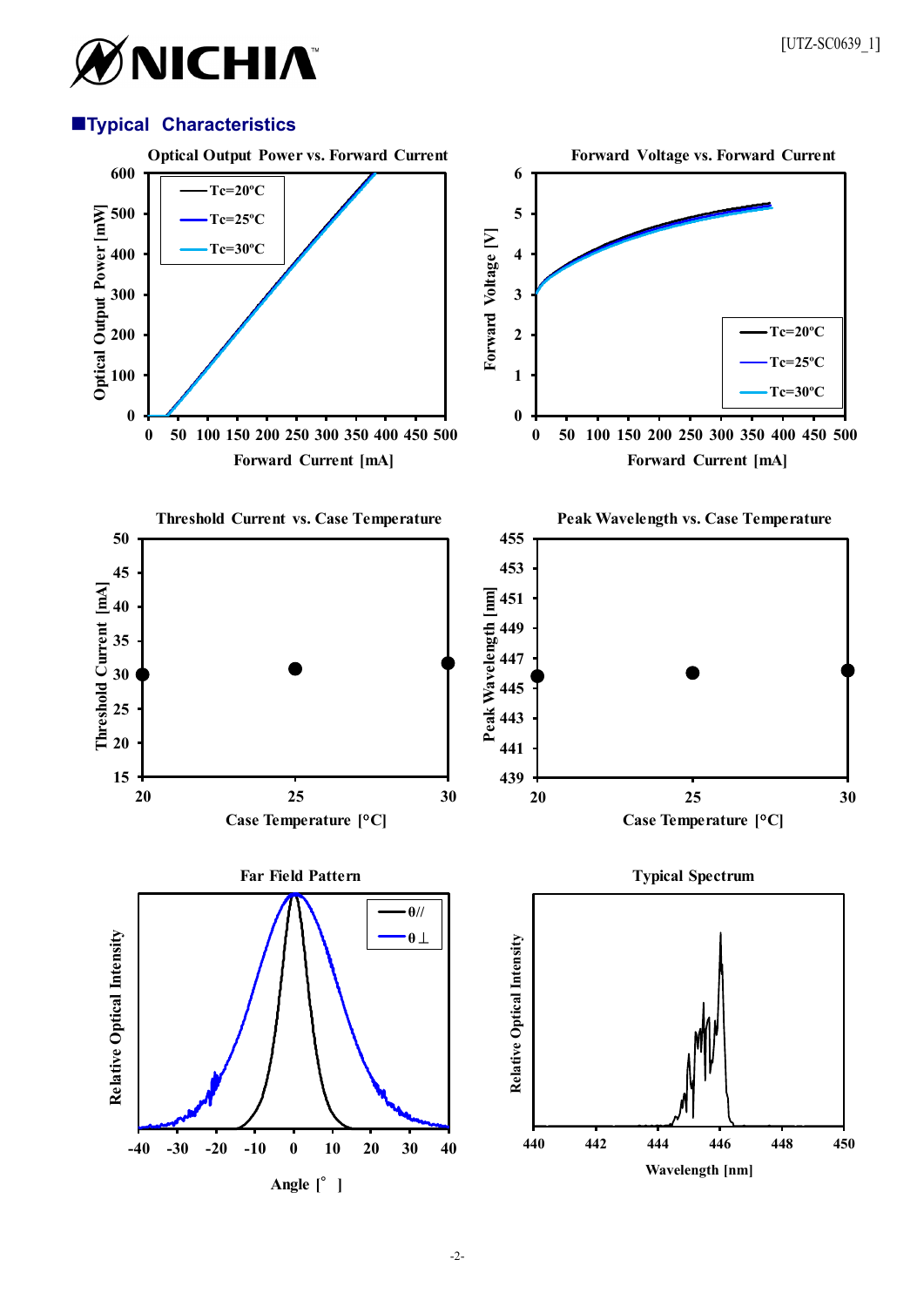## ■Typical Characteristics

**Optical Output Power vs. Forward Current**

Optical Output Power [mW] vs. Forward Current [mA] — Tc=20ºC, Tc=25ºC, Tc=30ºC

**Forward Voltage vs. Forward Current**

Forward Voltage [V] vs. Forward Current [mA] — Tc=20ºC, Tc=25ºC, Tc=30ºC

**Threshold Current vs. Case Temperature**

Threshold Current [mA] vs. Case Temperature [°C]

**Peak Wavelength vs. Case Temperature**

Peak Wavelength [nm] vs. Case Temperature [°C]

**Far Field Pattern**

Relative Optical Intensity vs. Angle [° ] — θ//, θ⊥

**Typical Spectrum**

Relative Optical Intensity vs. Wavelength [nm]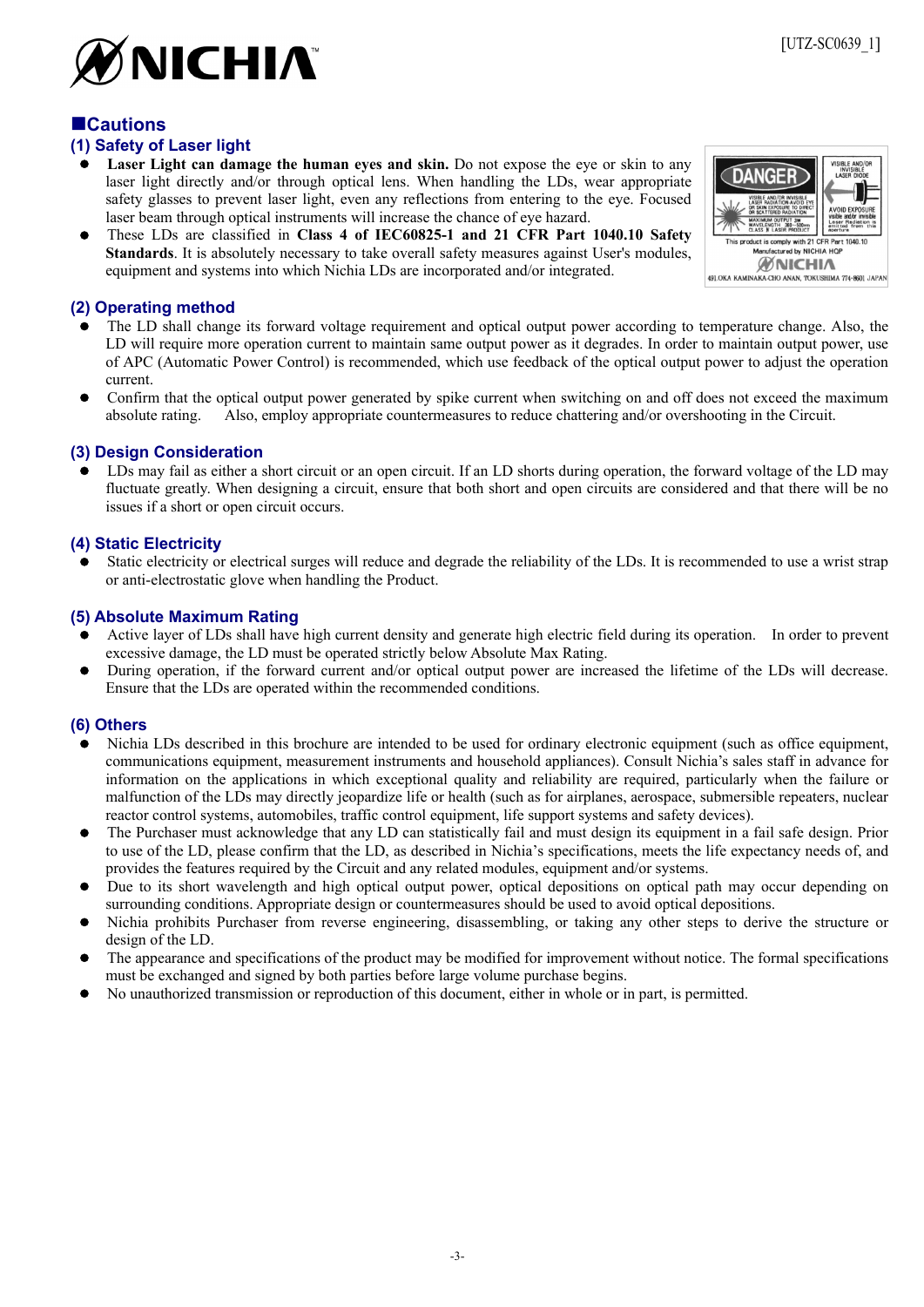[UTZ-SC0639_1]

## ■Cautions

### (1) Safety of Laser light

- **Laser Light can damage the human eyes and skin.** Do not expose the eye or skin to any laser light directly and/or through optical lens. When handling the LDs, wear appropriate safety glasses to prevent laser light, even any reflections from entering to the eye. Focused laser beam through optical instruments will increase the chance of eye hazard.
- These LDs are classified in **Class 4 of IEC60825-1 and 21 CFR Part 1040.10 Safety Standards**. It is absolutely necessary to take overall safety measures against User's modules, equipment and systems into which Nichia LDs are incorporated and/or integrated.

DANGER

VISIBLE AND/OR INVISIBLE LASER RADIATION AVOID EYE OR SKIN EXPOSURE TO DIRECT OR SCATTERED RADIATION

MAXIMUM OUTPUT 3W WAVELENGTH 380~590nm CLASS Ⅳ LASER PRODUCT

VISIBLE AND/OR INVISIBLE LASER DIODE

AVOID EXPOSURE visible and/or invisible Laser Radiation is emitted from this aperture

This product is comply with 21 CFR Part 1040.10

Manufactured by NICHIA HQP

NICHIA

491 OKA KAMINAKA-CHO ANAN, TOKUSHIMA 774-8601 JAPAN

### (2) Operating method

- The LD shall change its forward voltage requirement and optical output power according to temperature change. Also, the LD will require more operation current to maintain same output power as it degrades. In order to maintain output power, use of APC (Automatic Power Control) is recommended, which use feedback of the optical output power to adjust the operation current.
- Confirm that the optical output power generated by spike current when switching on and off does not exceed the maximum absolute rating. Also, employ appropriate countermeasures to reduce chattering and/or overshooting in the Circuit.

### (3) Design Consideration

- LDs may fail as either a short circuit or an open circuit. If an LD shorts during operation, the forward voltage of the LD may fluctuate greatly. When designing a circuit, ensure that both short and open circuits are considered and that there will be no issues if a short or open circuit occurs.

### (4) Static Electricity

- Static electricity or electrical surges will reduce and degrade the reliability of the LDs. It is recommended to use a wrist strap or anti-electrostatic glove when handling the Product.

### (5) Absolute Maximum Rating

- Active layer of LDs shall have high current density and generate high electric field during its operation. In order to prevent excessive damage, the LD must be operated strictly below Absolute Max Rating.
- During operation, if the forward current and/or optical output power are increased the lifetime of the LDs will decrease. Ensure that the LDs are operated within the recommended conditions.

### (6) Others

- Nichia LDs described in this brochure are intended to be used for ordinary electronic equipment (such as office equipment, communications equipment, measurement instruments and household appliances). Consult Nichia's sales staff in advance for information on the applications in which exceptional quality and reliability are required, particularly when the failure or malfunction of the LDs may directly jeopardize life or health (such as for airplanes, aerospace, submersible repeaters, nuclear reactor control systems, automobiles, traffic control equipment, life support systems and safety devices).
- The Purchaser must acknowledge that any LD can statistically fail and must design its equipment in a fail safe design. Prior to use of the LD, please confirm that the LD, as described in Nichia's specifications, meets the life expectancy needs of, and provides the features required by the Circuit and any related modules, equipment and/or systems.
- Due to its short wavelength and high optical output power, optical depositions on optical path may occur depending on surrounding conditions. Appropriate design or countermeasures should be used to avoid optical depositions.
- Nichia prohibits Purchaser from reverse engineering, disassembling, or taking any other steps to derive the structure or design of the LD.
- The appearance and specifications of the product may be modified for improvement without notice. The formal specifications must be exchanged and signed by both parties before large volume purchase begins.
- No unauthorized transmission or reproduction of this document, either in whole or in part, is permitted.